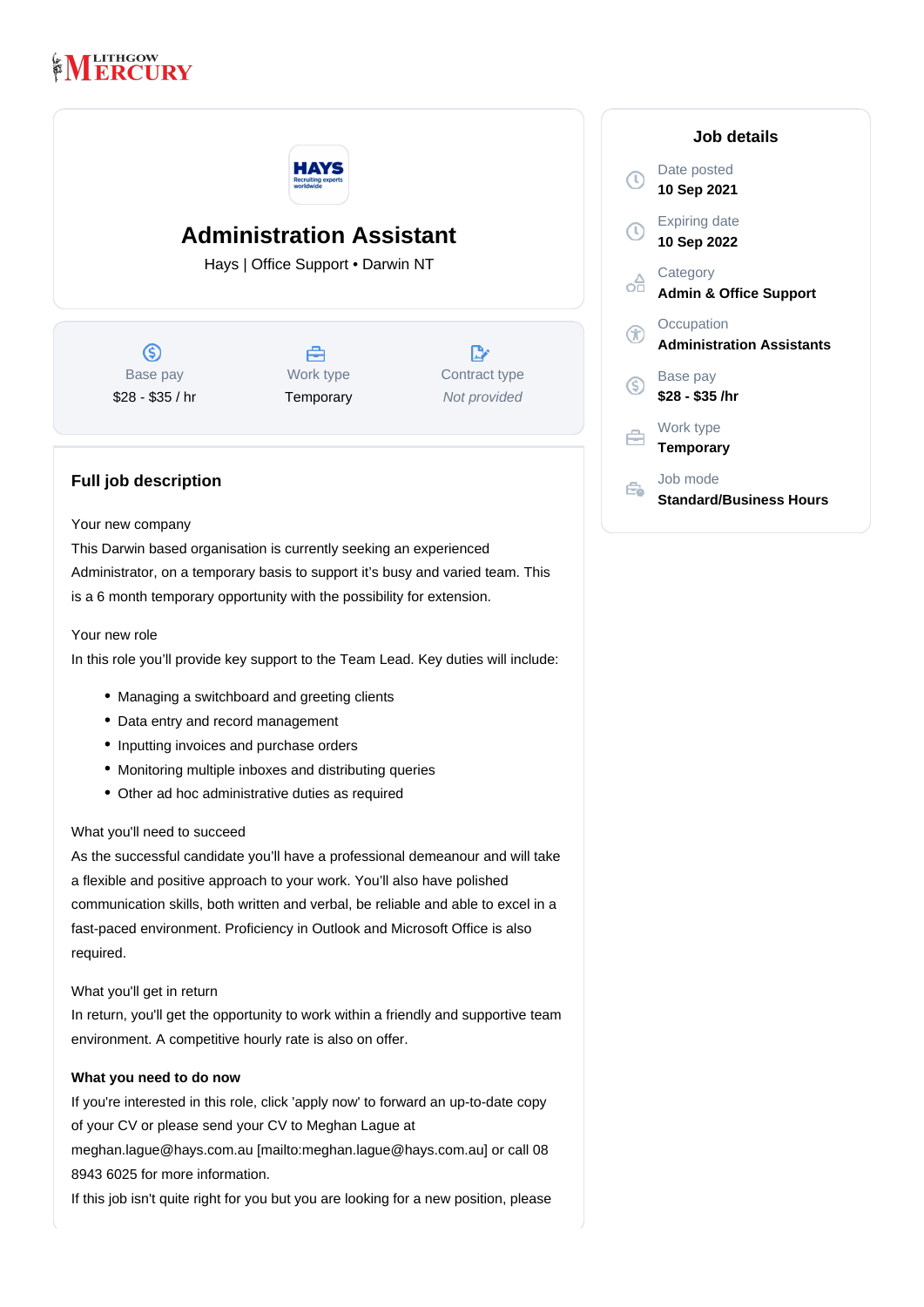LITHGOW MERCURY

# Administration Assistant

Hays | Office Support • Darwin NT

| Base pay | Work type | Contract type |
|---|---|---|
| $28 - $35 / hr | Temporary | *Not provided* |

## Full job description

Your new company

This Darwin based organisation is currently seeking an experienced Administrator, on a temporary basis to support it's busy and varied team. This is a 6 month temporary opportunity with the possibility for extension.

Your new role

In this role you'll provide key support to the Team Lead. Key duties will include:

- Managing a switchboard and greeting clients
- Data entry and record management
- Inputting invoices and purchase orders
- Monitoring multiple inboxes and distributing queries
- Other ad hoc administrative duties as required

What you'll need to succeed

As the successful candidate you'll have a professional demeanour and will take a flexible and positive approach to your work. You'll also have polished communication skills, both written and verbal, be reliable and able to excel in a fast-paced environment. Proficiency in Outlook and Microsoft Office is also required.

What you'll get in return

In return, you'll get the opportunity to work within a friendly and supportive team environment. A competitive hourly rate is also on offer.

**What you need to do now**

If you're interested in this role, click 'apply now' to forward an up-to-date copy of your CV or please send your CV to Meghan Lague at meghan.lague@hays.com.au [mailto:meghan.lague@hays.com.au] or call 08 8943 6025 for more information.

If this job isn't quite right for you but you are looking for a new position, please

## Job details

Date posted
**10 Sep 2021**

Expiring date
**10 Sep 2022**

Category
**Admin & Office Support**

Occupation
**Administration Assistants**

Base pay
**$28 - $35 /hr**

Work type
**Temporary**

Job mode
**Standard/Business Hours**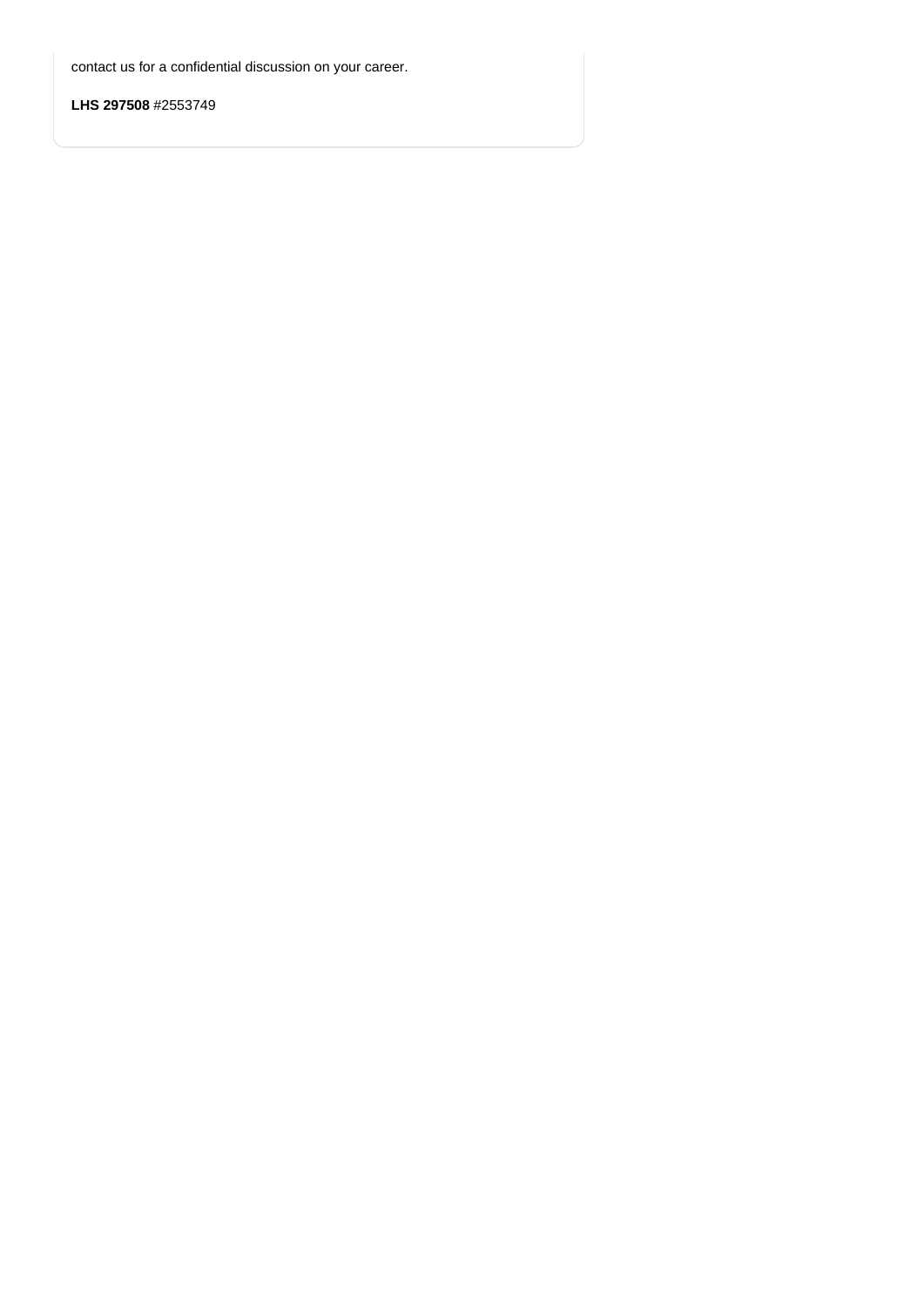contact us for a confidential discussion on your career.

**LHS 297508** #2553749